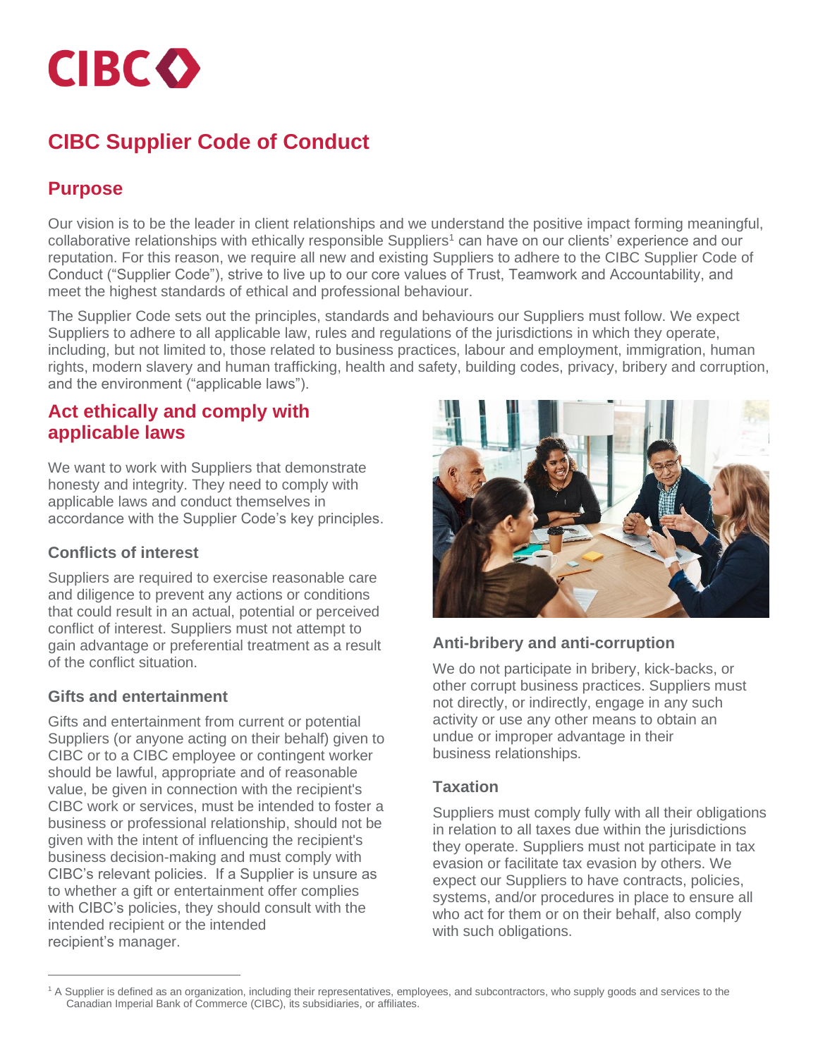# CIBC Supplier Code of Conduct

## Purpose

Our vision is to be the leader in client relationships and we understand the positive impact forming meaningful, collaborative relationships with ethically responsible Suppliers[1] can have on our clients' experience and our reputation. For this reason, we require all new and existing Suppliers to adhere to the CIBC Supplier Code of Conduct ("Supplier Code"), strive to live up to our core values of Trust, Teamwork and Accountability, and meet the highest standards of ethical and professional behaviour.

The Supplier Code sets out the principles, standards and behaviours our Suppliers must follow. We expect Suppliers to adhere to all applicable law, rules and regulations of the jurisdictions in which they operate, including, but not limited to, those related to business practices, labour and employment, immigration, human rights, modern slavery and human trafficking, health and safety, building codes, privacy, bribery and corruption, and the environment ("applicable laws").

## Act ethically and comply with applicable laws

We want to work with Suppliers that demonstrate honesty and integrity. They need to comply with applicable laws and conduct themselves in accordance with the Supplier Code's key principles.

### Conflicts of interest

Suppliers are required to exercise reasonable care and diligence to prevent any actions or conditions that could result in an actual, potential or perceived conflict of interest. Suppliers must not attempt to gain advantage or preferential treatment as a result of the conflict situation.

### Gifts and entertainment

Gifts and entertainment from current or potential Suppliers (or anyone acting on their behalf) given to CIBC or to a CIBC employee or contingent worker should be lawful, appropriate and of reasonable value, be given in connection with the recipient's CIBC work or services, must be intended to foster a business or professional relationship, should not be given with the intent of influencing the recipient's business decision-making and must comply with CIBC's relevant policies. If a Supplier is unsure as to whether a gift or entertainment offer complies with CIBC's policies, they should consult with the intended recipient or the intended recipient's manager.

### Anti-bribery and anti-corruption

We do not participate in bribery, kick-backs, or other corrupt business practices. Suppliers must not directly, or indirectly, engage in any such activity or use any other means to obtain an undue or improper advantage in their business relationships.

### Taxation

Suppliers must comply fully with all their obligations in relation to all taxes due within the jurisdictions they operate. Suppliers must not participate in tax evasion or facilitate tax evasion by others. We expect our Suppliers to have contracts, policies, systems, and/or procedures in place to ensure all who act for them or on their behalf, also comply with such obligations.

---

[1] A Supplier is defined as an organization, including their representatives, employees, and subcontractors, who supply goods and services to the Canadian Imperial Bank of Commerce (CIBC), its subsidiaries, or affiliates.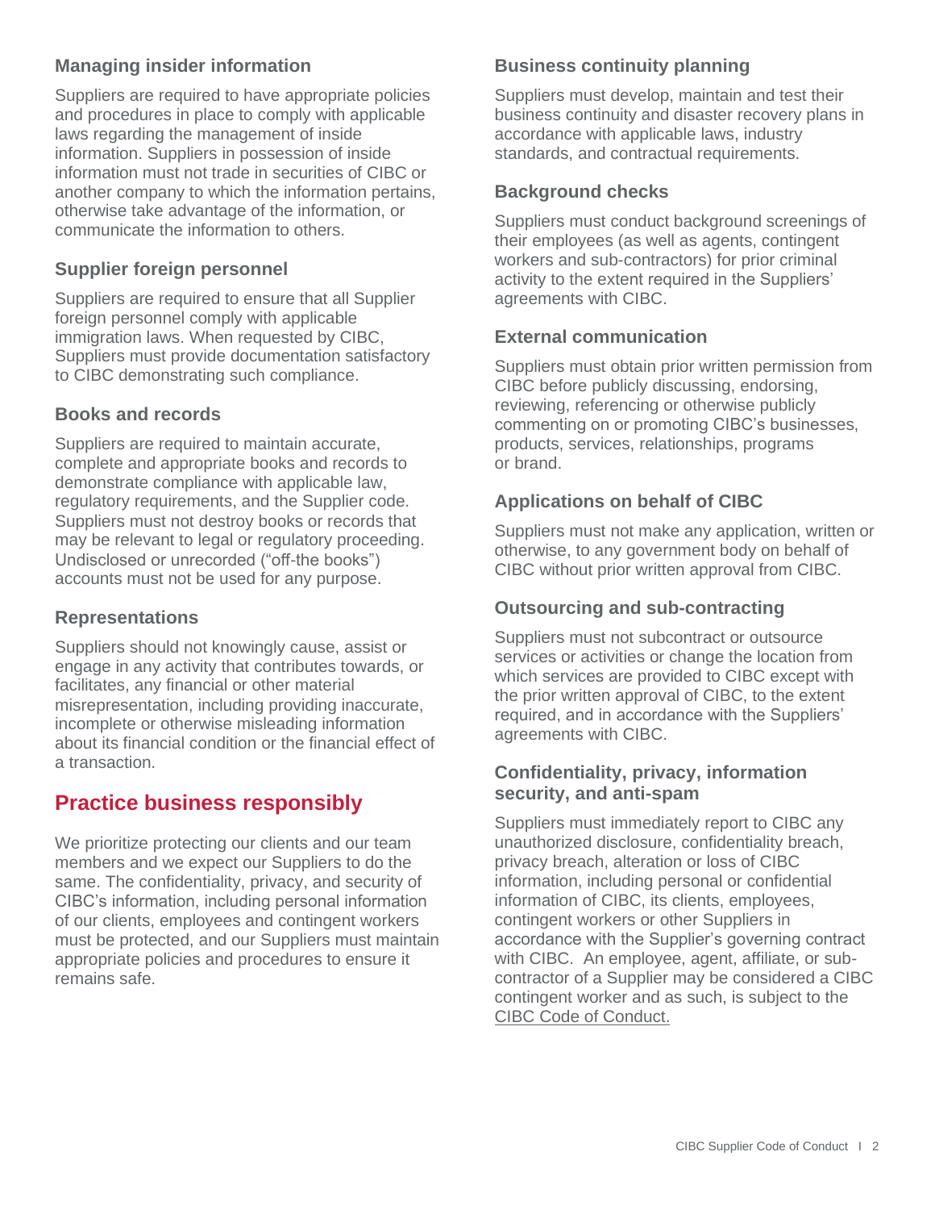### Managing insider information

Suppliers are required to have appropriate policies and procedures in place to comply with applicable laws regarding the management of inside information. Suppliers in possession of inside information must not trade in securities of CIBC or another company to which the information pertains, otherwise take advantage of the information, or communicate the information to others.

### Supplier foreign personnel

Suppliers are required to ensure that all Supplier foreign personnel comply with applicable immigration laws. When requested by CIBC, Suppliers must provide documentation satisfactory to CIBC demonstrating such compliance.

### Books and records

Suppliers are required to maintain accurate, complete and appropriate books and records to demonstrate compliance with applicable law, regulatory requirements, and the Supplier code. Suppliers must not destroy books or records that may be relevant to legal or regulatory proceeding. Undisclosed or unrecorded ("off-the books") accounts must not be used for any purpose.

### Representations

Suppliers should not knowingly cause, assist or engage in any activity that contributes towards, or facilitates, any financial or other material misrepresentation, including providing inaccurate, incomplete or otherwise misleading information about its financial condition or the financial effect of a transaction.

## Practice business responsibly

We prioritize protecting our clients and our team members and we expect our Suppliers to do the same. The confidentiality, privacy, and security of CIBC's information, including personal information of our clients, employees and contingent workers must be protected, and our Suppliers must maintain appropriate policies and procedures to ensure it remains safe.

### Business continuity planning

Suppliers must develop, maintain and test their business continuity and disaster recovery plans in accordance with applicable laws, industry standards, and contractual requirements.

### Background checks

Suppliers must conduct background screenings of their employees (as well as agents, contingent workers and sub-contractors) for prior criminal activity to the extent required in the Suppliers' agreements with CIBC.

### External communication

Suppliers must obtain prior written permission from CIBC before publicly discussing, endorsing, reviewing, referencing or otherwise publicly commenting on or promoting CIBC's businesses, products, services, relationships, programs or brand.

### Applications on behalf of CIBC

Suppliers must not make any application, written or otherwise, to any government body on behalf of CIBC without prior written approval from CIBC.

### Outsourcing and sub-contracting

Suppliers must not subcontract or outsource services or activities or change the location from which services are provided to CIBC except with the prior written approval of CIBC, to the extent required, and in accordance with the Suppliers' agreements with CIBC.

### Confidentiality, privacy, information security, and anti-spam

Suppliers must immediately report to CIBC any unauthorized disclosure, confidentiality breach, privacy breach, alteration or loss of CIBC information, including personal or confidential information of CIBC, its clients, employees, contingent workers or other Suppliers in accordance with the Supplier's governing contract with CIBC. An employee, agent, affiliate, or sub-contractor of a Supplier may be considered a CIBC contingent worker and as such, is subject to the CIBC Code of Conduct.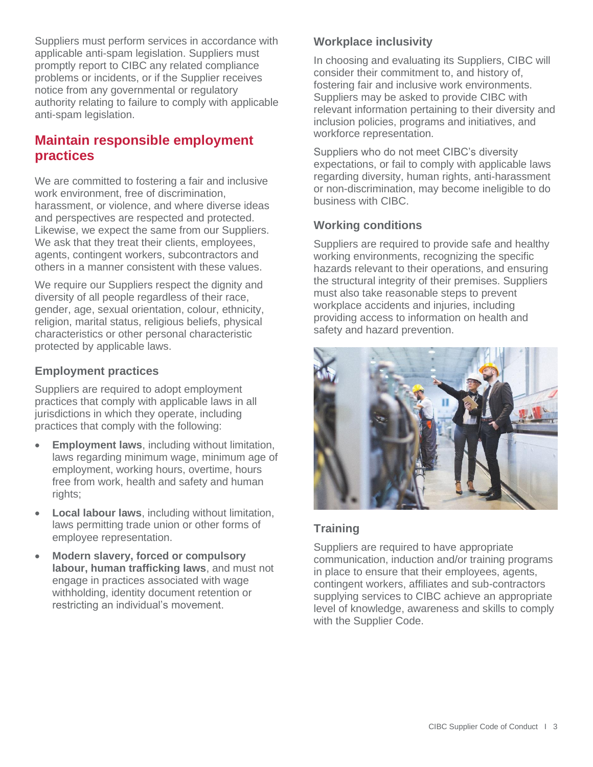Suppliers must perform services in accordance with applicable anti-spam legislation. Suppliers must promptly report to CIBC any related compliance problems or incidents, or if the Supplier receives notice from any governmental or regulatory authority relating to failure to comply with applicable anti-spam legislation.

## Maintain responsible employment practices

We are committed to fostering a fair and inclusive work environment, free of discrimination, harassment, or violence, and where diverse ideas and perspectives are respected and protected. Likewise, we expect the same from our Suppliers. We ask that they treat their clients, employees, agents, contingent workers, subcontractors and others in a manner consistent with these values.

We require our Suppliers respect the dignity and diversity of all people regardless of their race, gender, age, sexual orientation, colour, ethnicity, religion, marital status, religious beliefs, physical characteristics or other personal characteristic protected by applicable laws.

### Employment practices

Suppliers are required to adopt employment practices that comply with applicable laws in all jurisdictions in which they operate, including practices that comply with the following:

- **Employment laws**, including without limitation, laws regarding minimum wage, minimum age of employment, working hours, overtime, hours free from work, health and safety and human rights;
- **Local labour laws**, including without limitation, laws permitting trade union or other forms of employee representation.
- **Modern slavery, forced or compulsory labour, human trafficking laws**, and must not engage in practices associated with wage withholding, identity document retention or restricting an individual's movement.

### Workplace inclusivity

In choosing and evaluating its Suppliers, CIBC will consider their commitment to, and history of, fostering fair and inclusive work environments. Suppliers may be asked to provide CIBC with relevant information pertaining to their diversity and inclusion policies, programs and initiatives, and workforce representation.

Suppliers who do not meet CIBC's diversity expectations, or fail to comply with applicable laws regarding diversity, human rights, anti-harassment or non-discrimination, may become ineligible to do business with CIBC.

### Working conditions

Suppliers are required to provide safe and healthy working environments, recognizing the specific hazards relevant to their operations, and ensuring the structural integrity of their premises. Suppliers must also take reasonable steps to prevent workplace accidents and injuries, including providing access to information on health and safety and hazard prevention.

### Training

Suppliers are required to have appropriate communication, induction and/or training programs in place to ensure that their employees, agents, contingent workers, affiliates and sub-contractors supplying services to CIBC achieve an appropriate level of knowledge, awareness and skills to comply with the Supplier Code.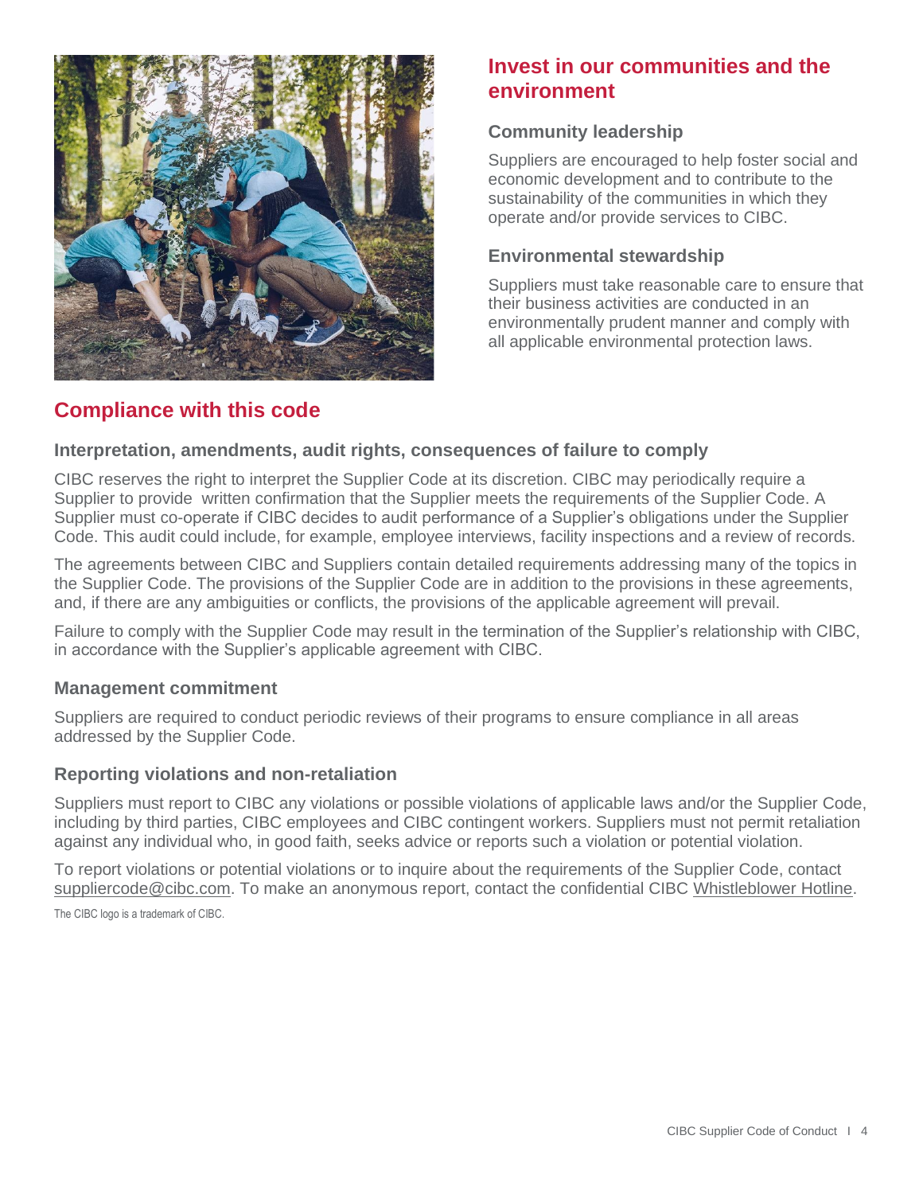## Invest in our communities and the environment

### Community leadership

Suppliers are encouraged to help foster social and economic development and to contribute to the sustainability of the communities in which they operate and/or provide services to CIBC.

### Environmental stewardship

Suppliers must take reasonable care to ensure that their business activities are conducted in an environmentally prudent manner and comply with all applicable environmental protection laws.

## Compliance with this code

### Interpretation, amendments, audit rights, consequences of failure to comply

CIBC reserves the right to interpret the Supplier Code at its discretion. CIBC may periodically require a Supplier to provide written confirmation that the Supplier meets the requirements of the Supplier Code. A Supplier must co-operate if CIBC decides to audit performance of a Supplier's obligations under the Supplier Code. This audit could include, for example, employee interviews, facility inspections and a review of records.

The agreements between CIBC and Suppliers contain detailed requirements addressing many of the topics in the Supplier Code. The provisions of the Supplier Code are in addition to the provisions in these agreements, and, if there are any ambiguities or conflicts, the provisions of the applicable agreement will prevail.

Failure to comply with the Supplier Code may result in the termination of the Supplier's relationship with CIBC, in accordance with the Supplier's applicable agreement with CIBC.

### Management commitment

Suppliers are required to conduct periodic reviews of their programs to ensure compliance in all areas addressed by the Supplier Code.

### Reporting violations and non-retaliation

Suppliers must report to CIBC any violations or possible violations of applicable laws and/or the Supplier Code, including by third parties, CIBC employees and CIBC contingent workers. Suppliers must not permit retaliation against any individual who, in good faith, seeks advice or reports such a violation or potential violation.

To report violations or potential violations or to inquire about the requirements of the Supplier Code, contact suppliercode@cibc.com. To make an anonymous report, contact the confidential CIBC Whistleblower Hotline.

The CIBC logo is a trademark of CIBC.